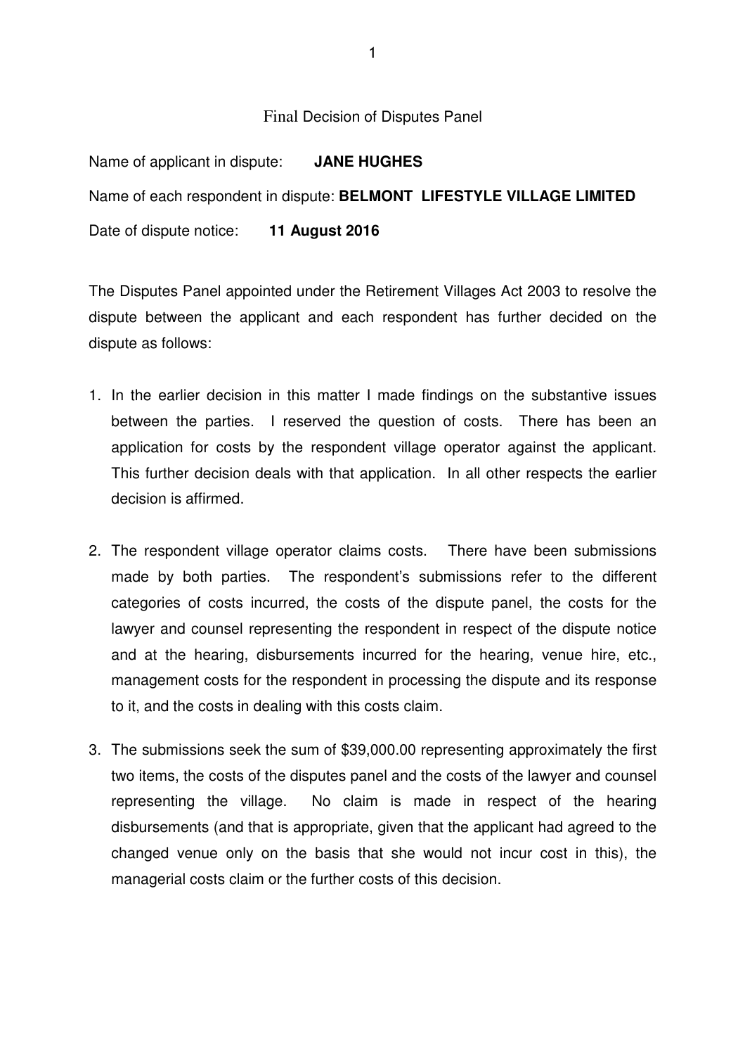# Final Decision of Disputes Panel

Name of applicant in dispute: **JANE HUGHES**

Name of each respondent in dispute: **BELMONT LIFESTYLE VILLAGE LIMITED**

Date of dispute notice: **11 August 2016**

The Disputes Panel appointed under the Retirement Villages Act 2003 to resolve the dispute between the applicant and each respondent has further decided on the dispute as follows:

1. In the earlier decision in this matter I made findings on the substantive issues between the parties. I reserved the question of costs. There has been an application for costs by the respondent village operator against the applicant. This further decision deals with that application. In all other respects the earlier decision is affirmed.

2. The respondent village operator claims costs. There have been submissions made by both parties. The respondent's submissions refer to the different categories of costs incurred, the costs of the dispute panel, the costs for the lawyer and counsel representing the respondent in respect of the dispute notice and at the hearing, disbursements incurred for the hearing, venue hire, etc., management costs for the respondent in processing the dispute and its response to it, and the costs in dealing with this costs claim.

3. The submissions seek the sum of $39,000.00 representing approximately the first two items, the costs of the disputes panel and the costs of the lawyer and counsel representing the village. No claim is made in respect of the hearing disbursements (and that is appropriate, given that the applicant had agreed to the changed venue only on the basis that she would not incur cost in this), the managerial costs claim or the further costs of this decision.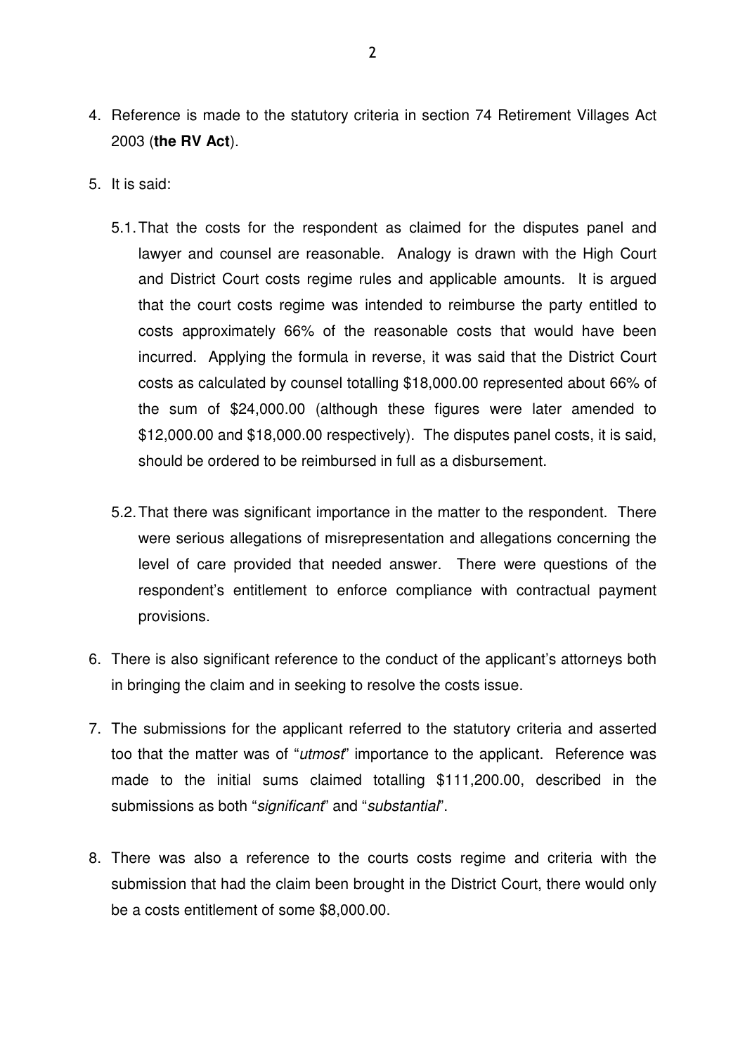4. Reference is made to the statutory criteria in section 74 Retirement Villages Act 2003 (**the RV Act**).

5. It is said:

   5.1. That the costs for the respondent as claimed for the disputes panel and lawyer and counsel are reasonable. Analogy is drawn with the High Court and District Court costs regime rules and applicable amounts. It is argued that the court costs regime was intended to reimburse the party entitled to costs approximately 66% of the reasonable costs that would have been incurred. Applying the formula in reverse, it was said that the District Court costs as calculated by counsel totalling $18,000.00 represented about 66% of the sum of $24,000.00 (although these figures were later amended to $12,000.00 and $18,000.00 respectively). The disputes panel costs, it is said, should be ordered to be reimbursed in full as a disbursement.

   5.2. That there was significant importance in the matter to the respondent. There were serious allegations of misrepresentation and allegations concerning the level of care provided that needed answer. There were questions of the respondent's entitlement to enforce compliance with contractual payment provisions.

6. There is also significant reference to the conduct of the applicant's attorneys both in bringing the claim and in seeking to resolve the costs issue.

7. The submissions for the applicant referred to the statutory criteria and asserted too that the matter was of "*utmost*" importance to the applicant. Reference was made to the initial sums claimed totalling $111,200.00, described in the submissions as both "*significant*" and "*substantial*".

8. There was also a reference to the courts costs regime and criteria with the submission that had the claim been brought in the District Court, there would only be a costs entitlement of some $8,000.00.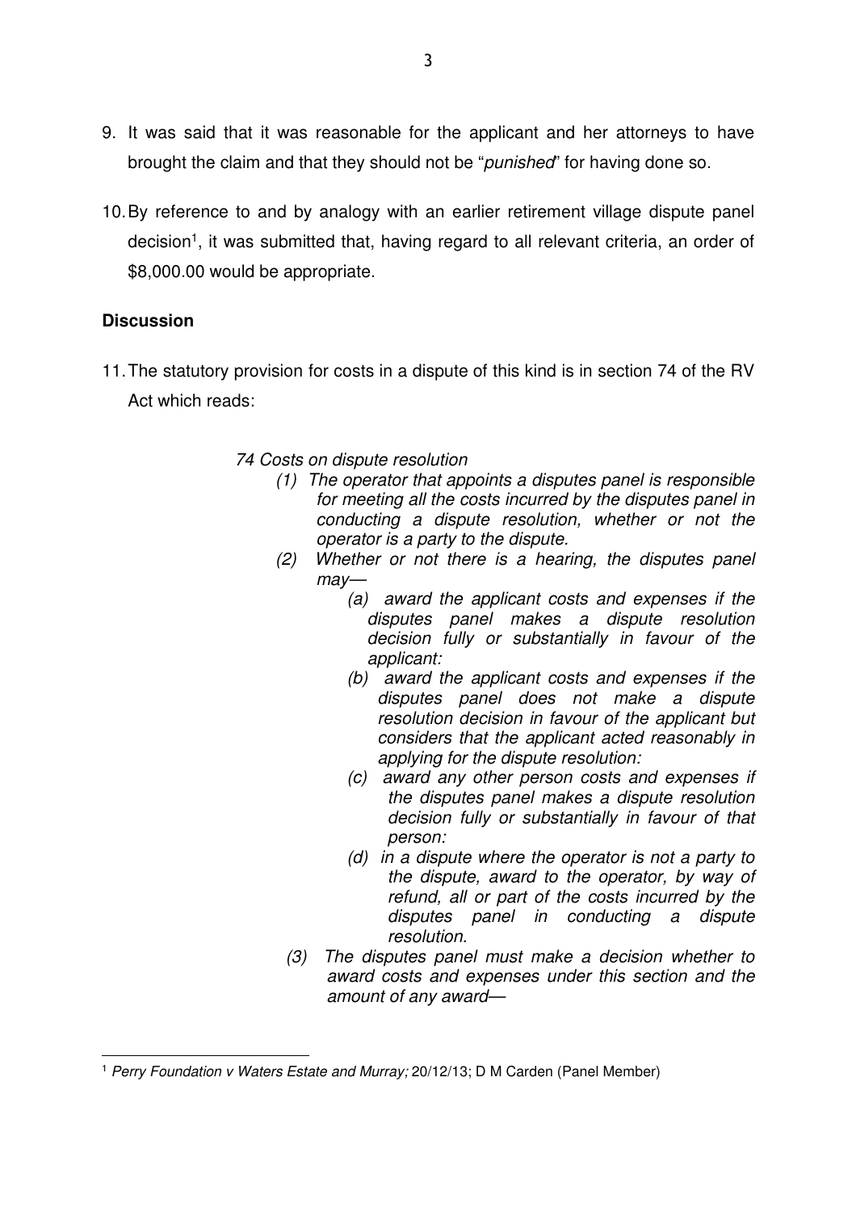9. It was said that it was reasonable for the applicant and her attorneys to have brought the claim and that they should not be "*punished*" for having done so.

10. By reference to and by analogy with an earlier retirement village dispute panel decision[1], it was submitted that, having regard to all relevant criteria, an order of $8,000.00 would be appropriate.

**Discussion**

11. The statutory provision for costs in a dispute of this kind is in section 74 of the RV Act which reads:

> *74 Costs on dispute resolution*
>
> *(1) The operator that appoints a disputes panel is responsible for meeting all the costs incurred by the disputes panel in conducting a dispute resolution, whether or not the operator is a party to the dispute.*
>
> *(2) Whether or not there is a hearing, the disputes panel may—*
>
> *(a) award the applicant costs and expenses if the disputes panel makes a dispute resolution decision fully or substantially in favour of the applicant:*
>
> *(b) award the applicant costs and expenses if the disputes panel does not make a dispute resolution decision in favour of the applicant but considers that the applicant acted reasonably in applying for the dispute resolution:*
>
> *(c) award any other person costs and expenses if the disputes panel makes a dispute resolution decision fully or substantially in favour of that person:*
>
> *(d) in a dispute where the operator is not a party to the dispute, award to the operator, by way of refund, all or part of the costs incurred by the disputes panel in conducting a dispute resolution.*
>
> *(3) The disputes panel must make a decision whether to award costs and expenses under this section and the amount of any award—*

---

[1] *Perry Foundation v Waters Estate and Murray;* 20/12/13; D M Carden (Panel Member)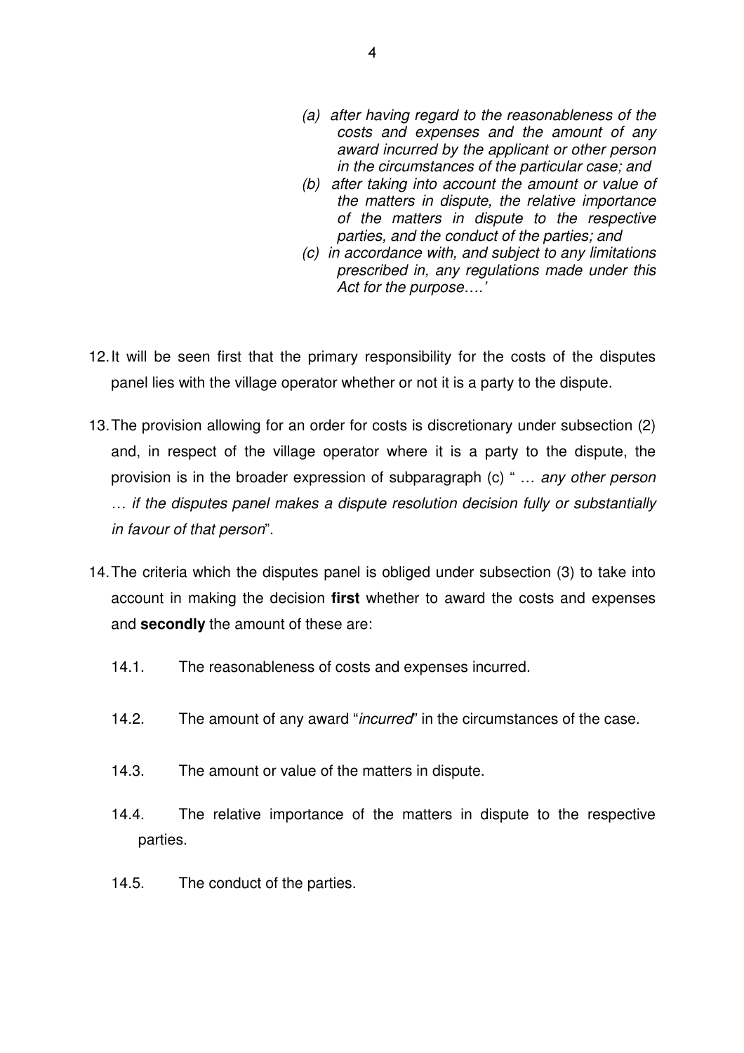> *(a) after having regard to the reasonableness of the costs and expenses and the amount of any award incurred by the applicant or other person in the circumstances of the particular case; and*
>
> *(b) after taking into account the amount or value of the matters in dispute, the relative importance of the matters in dispute to the respective parties, and the conduct of the parties; and*
>
> *(c) in accordance with, and subject to any limitations prescribed in, any regulations made under this Act for the purpose….'*

12. It will be seen first that the primary responsibility for the costs of the disputes panel lies with the village operator whether or not it is a party to the dispute.

13. The provision allowing for an order for costs is discretionary under subsection (2) and, in respect of the village operator where it is a party to the dispute, the provision is in the broader expression of subparagraph (c) " … *any other person … if the disputes panel makes a dispute resolution decision fully or substantially in favour of that person*".

14. The criteria which the disputes panel is obliged under subsection (3) to take into account in making the decision **first** whether to award the costs and expenses and **secondly** the amount of these are:

    14.1. The reasonableness of costs and expenses incurred.

    14.2. The amount of any award "*incurred*" in the circumstances of the case.

    14.3. The amount or value of the matters in dispute.

    14.4. The relative importance of the matters in dispute to the respective parties.

    14.5. The conduct of the parties.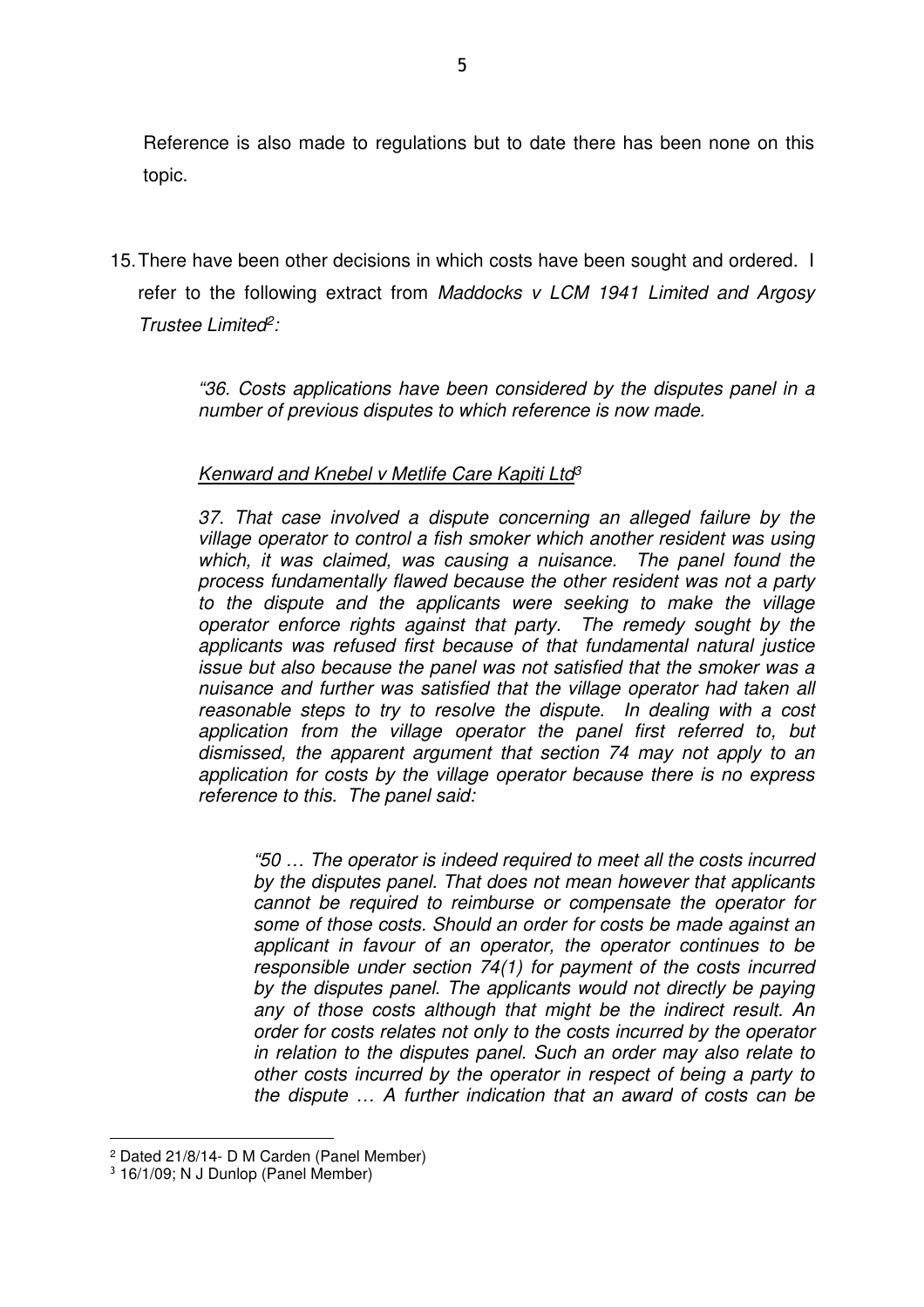Reference is also made to regulations but to date there has been none on this topic.

15. There have been other decisions in which costs have been sought and ordered. I refer to the following extract from *Maddocks v LCM 1941 Limited and Argosy Trustee Limited*[2]:

> *"36. Costs applications have been considered by the disputes panel in a number of previous disputes to which reference is now made.*
>
> *Kenward and Knebel v Metlife Care Kapiti Ltd*[3]
>
> *37. That case involved a dispute concerning an alleged failure by the village operator to control a fish smoker which another resident was using which, it was claimed, was causing a nuisance. The panel found the process fundamentally flawed because the other resident was not a party to the dispute and the applicants were seeking to make the village operator enforce rights against that party. The remedy sought by the applicants was refused first because of that fundamental natural justice issue but also because the panel was not satisfied that the smoker was a nuisance and further was satisfied that the village operator had taken all reasonable steps to try to resolve the dispute. In dealing with a cost application from the village operator the panel first referred to, but dismissed, the apparent argument that section 74 may not apply to an application for costs by the village operator because there is no express reference to this. The panel said:*
>
> > *"50 … The operator is indeed required to meet all the costs incurred by the disputes panel. That does not mean however that applicants cannot be required to reimburse or compensate the operator for some of those costs. Should an order for costs be made against an applicant in favour of an operator, the operator continues to be responsible under section 74(1) for payment of the costs incurred by the disputes panel. The applicants would not directly be paying any of those costs although that might be the indirect result. An order for costs relates not only to the costs incurred by the operator in relation to the disputes panel. Such an order may also relate to other costs incurred by the operator in respect of being a party to the dispute … A further indication that an award of costs can be*

---

[2] Dated 21/8/14- D M Carden (Panel Member)

[3] 16/1/09; N J Dunlop (Panel Member)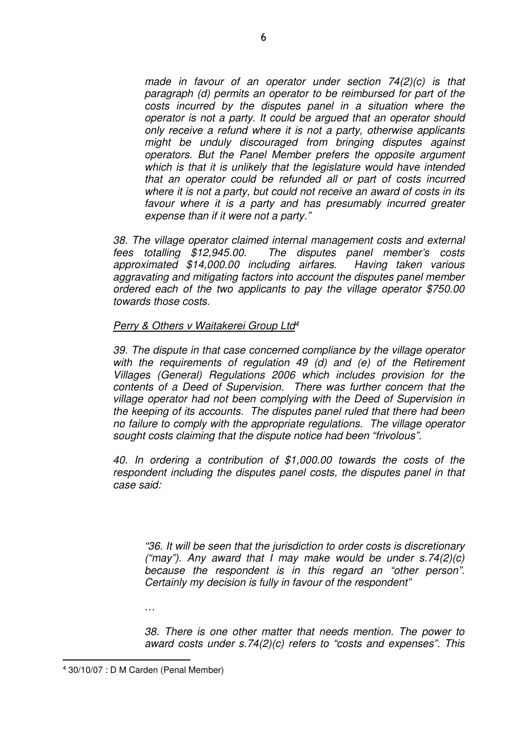> *made in favour of an operator under section 74(2)(c) is that paragraph (d) permits an operator to be reimbursed for part of the costs incurred by the disputes panel in a situation where the operator is not a party. It could be argued that an operator should only receive a refund where it is not a party, otherwise applicants might be unduly discouraged from bringing disputes against operators. But the Panel Member prefers the opposite argument which is that it is unlikely that the legislature would have intended that an operator could be refunded all or part of costs incurred where it is not a party, but could not receive an award of costs in its favour where it is a party and has presumably incurred greater expense than if it were not a party."*

*38. The village operator claimed internal management costs and external fees totalling $12,945.00. The disputes panel member's costs approximated $14,000.00 including airfares. Having taken various aggravating and mitigating factors into account the disputes panel member ordered each of the two applicants to pay the village operator $750.00 towards those costs.*

*Perry & Others v Waitakerei Group Ltd*[4]

*39. The dispute in that case concerned compliance by the village operator with the requirements of regulation 49 (d) and (e) of the Retirement Villages (General) Regulations 2006 which includes provision for the contents of a Deed of Supervision. There was further concern that the village operator had not been complying with the Deed of Supervision in the keeping of its accounts. The disputes panel ruled that there had been no failure to comply with the appropriate regulations. The village operator sought costs claiming that the dispute notice had been "frivolous".*

*40. In ordering a contribution of $1,000.00 towards the costs of the respondent including the disputes panel costs, the disputes panel in that case said:*

> *"36. It will be seen that the jurisdiction to order costs is discretionary ("may"). Any award that I may make would be under s.74(2)(c) because the respondent is in this regard an "other person". Certainly my decision is fully in favour of the respondent"*
>
> *…*
>
> *38. There is one other matter that needs mention. The power to award costs under s.74(2)(c) refers to "costs and expenses". This*

[4] 30/10/07 : D M Carden (Penal Member)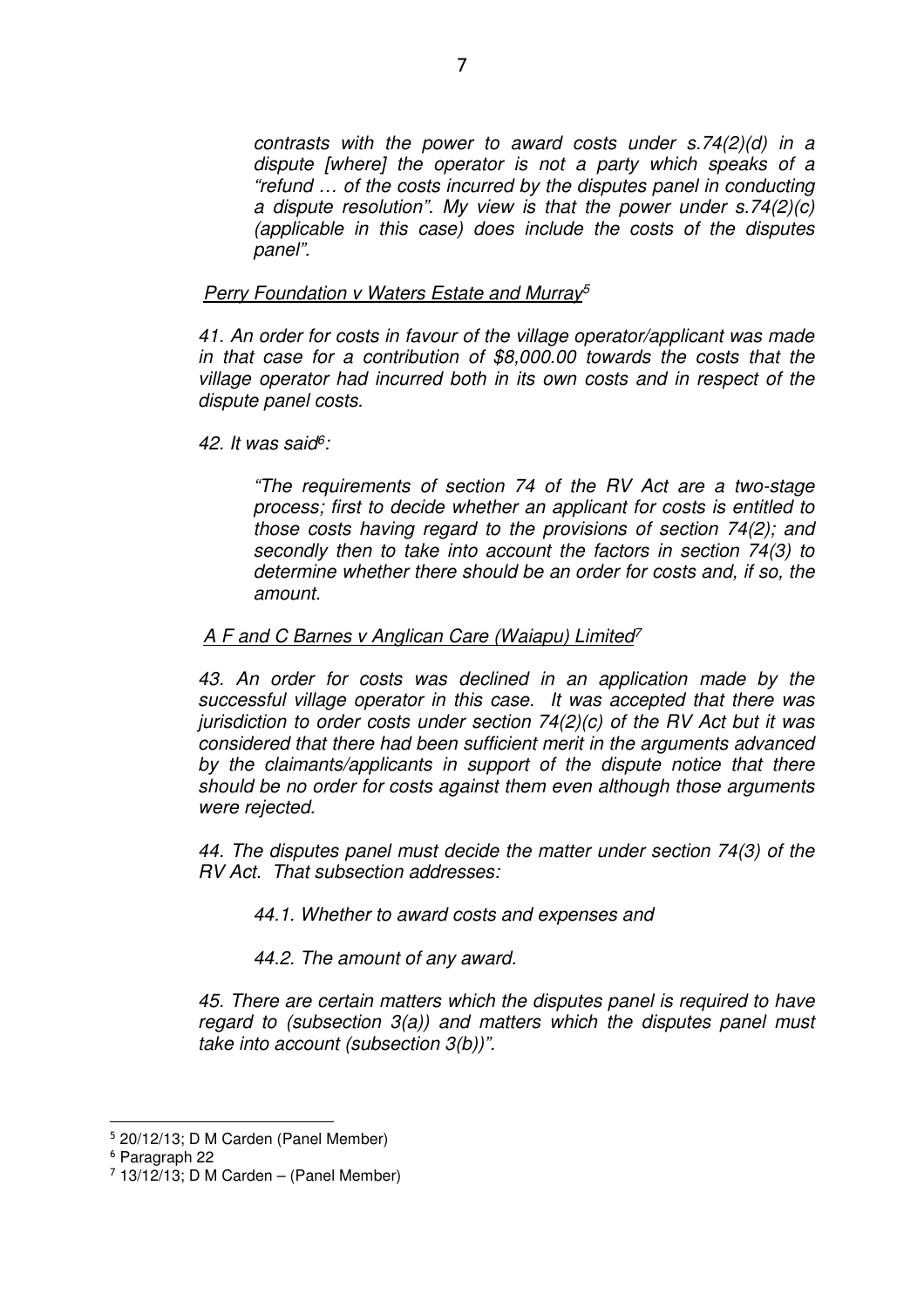*contrasts with the power to award costs under s.74(2)(d) in a dispute [where] the operator is not a party which speaks of a "refund … of the costs incurred by the disputes panel in conducting a dispute resolution". My view is that the power under s.74(2)(c) (applicable in this case) does include the costs of the disputes panel".*

*Perry Foundation v Waters Estate and Murray*[5]

*41. An order for costs in favour of the village operator/applicant was made in that case for a contribution of $8,000.00 towards the costs that the village operator had incurred both in its own costs and in respect of the dispute panel costs.*

*42. It was said*[6]*:*

> *"The requirements of section 74 of the RV Act are a two-stage process; first to decide whether an applicant for costs is entitled to those costs having regard to the provisions of section 74(2); and secondly then to take into account the factors in section 74(3) to determine whether there should be an order for costs and, if so, the amount.*

*A F and C Barnes v Anglican Care (Waiapu) Limited*[7]

*43. An order for costs was declined in an application made by the successful village operator in this case. It was accepted that there was jurisdiction to order costs under section 74(2)(c) of the RV Act but it was considered that there had been sufficient merit in the arguments advanced by the claimants/applicants in support of the dispute notice that there should be no order for costs against them even although those arguments were rejected.*

*44. The disputes panel must decide the matter under section 74(3) of the RV Act. That subsection addresses:*

> *44.1. Whether to award costs and expenses and*
>
> *44.2. The amount of any award.*

*45. There are certain matters which the disputes panel is required to have regard to (subsection 3(a)) and matters which the disputes panel must take into account (subsection 3(b))".*

---

[5] 20/12/13; D M Carden (Panel Member)

[6] Paragraph 22

[7] 13/12/13; D M Carden – (Panel Member)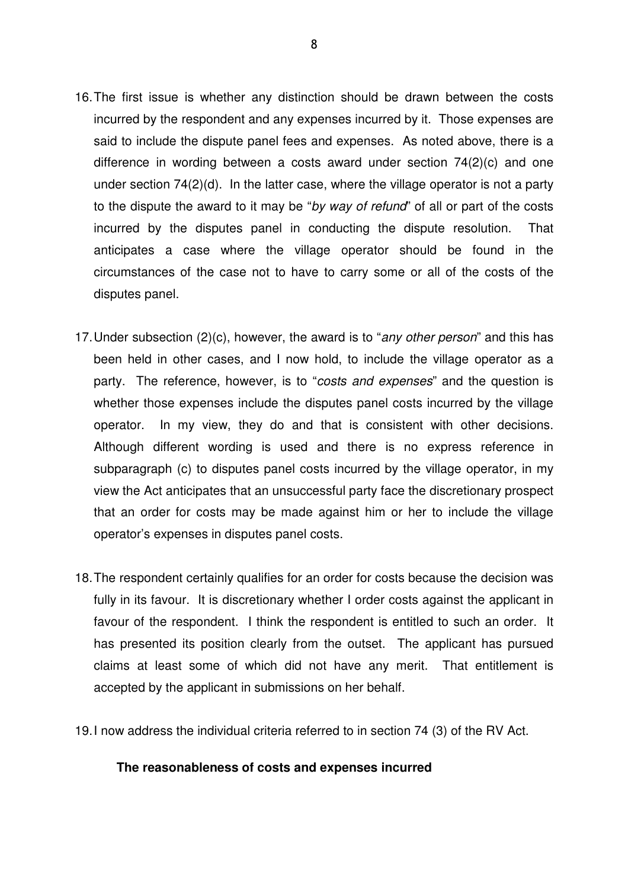16. The first issue is whether any distinction should be drawn between the costs incurred by the respondent and any expenses incurred by it. Those expenses are said to include the dispute panel fees and expenses. As noted above, there is a difference in wording between a costs award under section 74(2)(c) and one under section 74(2)(d). In the latter case, where the village operator is not a party to the dispute the award to it may be "*by way of refund*" of all or part of the costs incurred by the disputes panel in conducting the dispute resolution. That anticipates a case where the village operator should be found in the circumstances of the case not to have to carry some or all of the costs of the disputes panel.

17. Under subsection (2)(c), however, the award is to "*any other person*" and this has been held in other cases, and I now hold, to include the village operator as a party. The reference, however, is to "*costs and expenses*" and the question is whether those expenses include the disputes panel costs incurred by the village operator. In my view, they do and that is consistent with other decisions. Although different wording is used and there is no express reference in subparagraph (c) to disputes panel costs incurred by the village operator, in my view the Act anticipates that an unsuccessful party face the discretionary prospect that an order for costs may be made against him or her to include the village operator's expenses in disputes panel costs.

18. The respondent certainly qualifies for an order for costs because the decision was fully in its favour. It is discretionary whether I order costs against the applicant in favour of the respondent. I think the respondent is entitled to such an order. It has presented its position clearly from the outset. The applicant has pursued claims at least some of which did not have any merit. That entitlement is accepted by the applicant in submissions on her behalf.

19. I now address the individual criteria referred to in section 74 (3) of the RV Act.

**The reasonableness of costs and expenses incurred**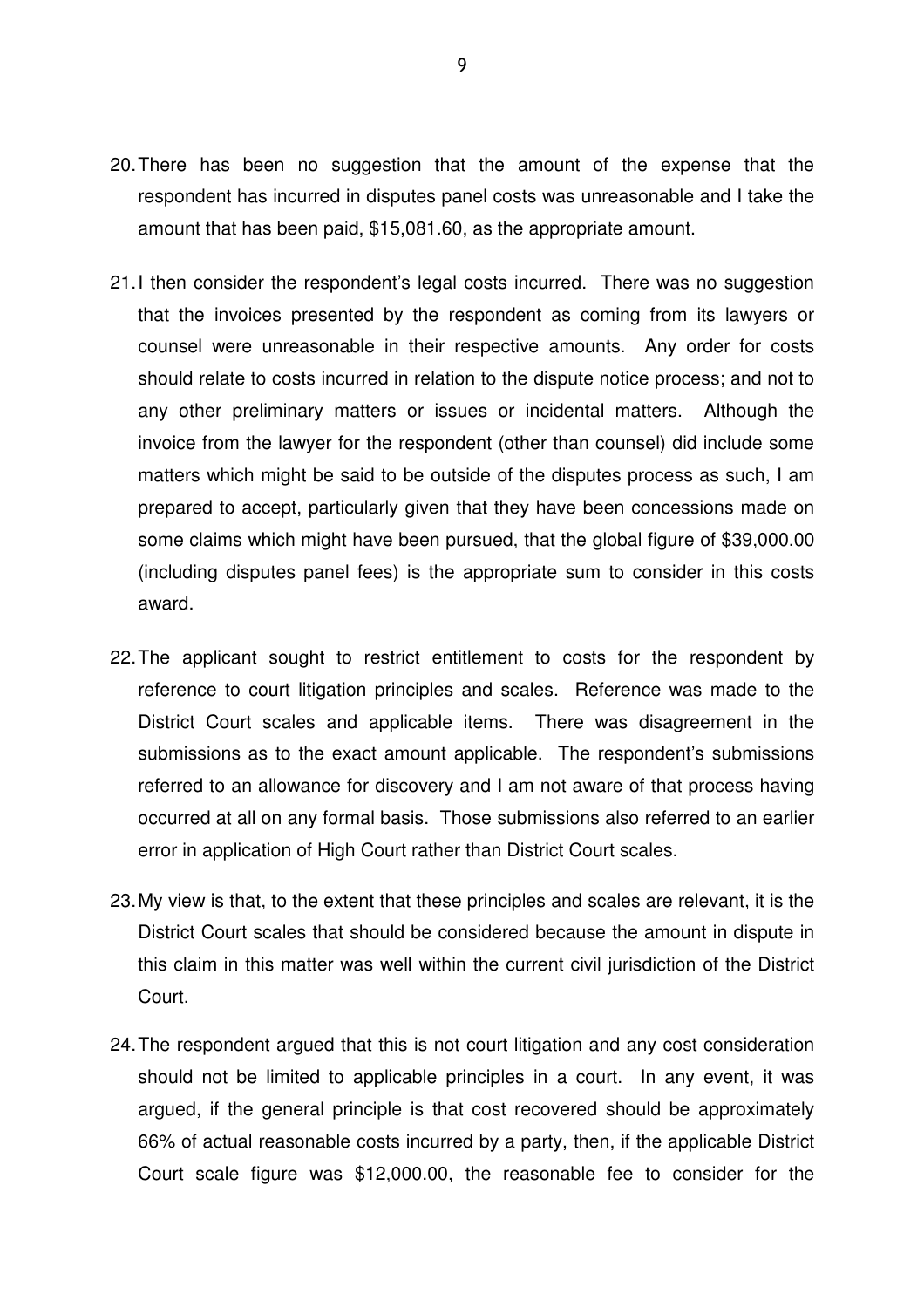20. There has been no suggestion that the amount of the expense that the respondent has incurred in disputes panel costs was unreasonable and I take the amount that has been paid, $15,081.60, as the appropriate amount.

21. I then consider the respondent's legal costs incurred. There was no suggestion that the invoices presented by the respondent as coming from its lawyers or counsel were unreasonable in their respective amounts. Any order for costs should relate to costs incurred in relation to the dispute notice process; and not to any other preliminary matters or issues or incidental matters. Although the invoice from the lawyer for the respondent (other than counsel) did include some matters which might be said to be outside of the disputes process as such, I am prepared to accept, particularly given that they have been concessions made on some claims which might have been pursued, that the global figure of $39,000.00 (including disputes panel fees) is the appropriate sum to consider in this costs award.

22. The applicant sought to restrict entitlement to costs for the respondent by reference to court litigation principles and scales. Reference was made to the District Court scales and applicable items. There was disagreement in the submissions as to the exact amount applicable. The respondent's submissions referred to an allowance for discovery and I am not aware of that process having occurred at all on any formal basis. Those submissions also referred to an earlier error in application of High Court rather than District Court scales.

23. My view is that, to the extent that these principles and scales are relevant, it is the District Court scales that should be considered because the amount in dispute in this claim in this matter was well within the current civil jurisdiction of the District Court.

24. The respondent argued that this is not court litigation and any cost consideration should not be limited to applicable principles in a court. In any event, it was argued, if the general principle is that cost recovered should be approximately 66% of actual reasonable costs incurred by a party, then, if the applicable District Court scale figure was $12,000.00, the reasonable fee to consider for the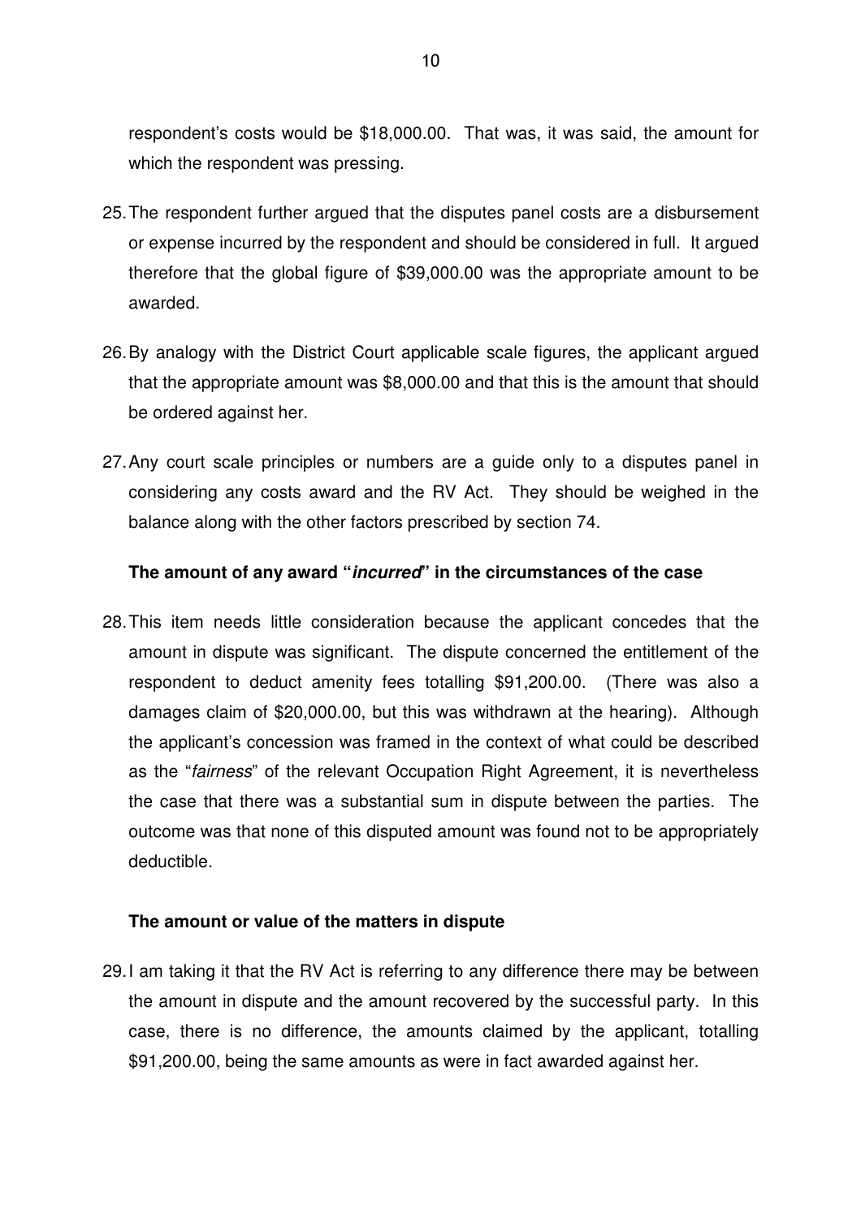respondent's costs would be $18,000.00. That was, it was said, the amount for which the respondent was pressing.

25. The respondent further argued that the disputes panel costs are a disbursement or expense incurred by the respondent and should be considered in full. It argued therefore that the global figure of $39,000.00 was the appropriate amount to be awarded.

26. By analogy with the District Court applicable scale figures, the applicant argued that the appropriate amount was $8,000.00 and that this is the amount that should be ordered against her.

27. Any court scale principles or numbers are a guide only to a disputes panel in considering any costs award and the RV Act. They should be weighed in the balance along with the other factors prescribed by section 74.

**The amount of any award "*incurred*" in the circumstances of the case**

28. This item needs little consideration because the applicant concedes that the amount in dispute was significant. The dispute concerned the entitlement of the respondent to deduct amenity fees totalling $91,200.00. (There was also a damages claim of $20,000.00, but this was withdrawn at the hearing). Although the applicant's concession was framed in the context of what could be described as the "*fairness*" of the relevant Occupation Right Agreement, it is nevertheless the case that there was a substantial sum in dispute between the parties. The outcome was that none of this disputed amount was found not to be appropriately deductible.

**The amount or value of the matters in dispute**

29. I am taking it that the RV Act is referring to any difference there may be between the amount in dispute and the amount recovered by the successful party. In this case, there is no difference, the amounts claimed by the applicant, totalling $91,200.00, being the same amounts as were in fact awarded against her.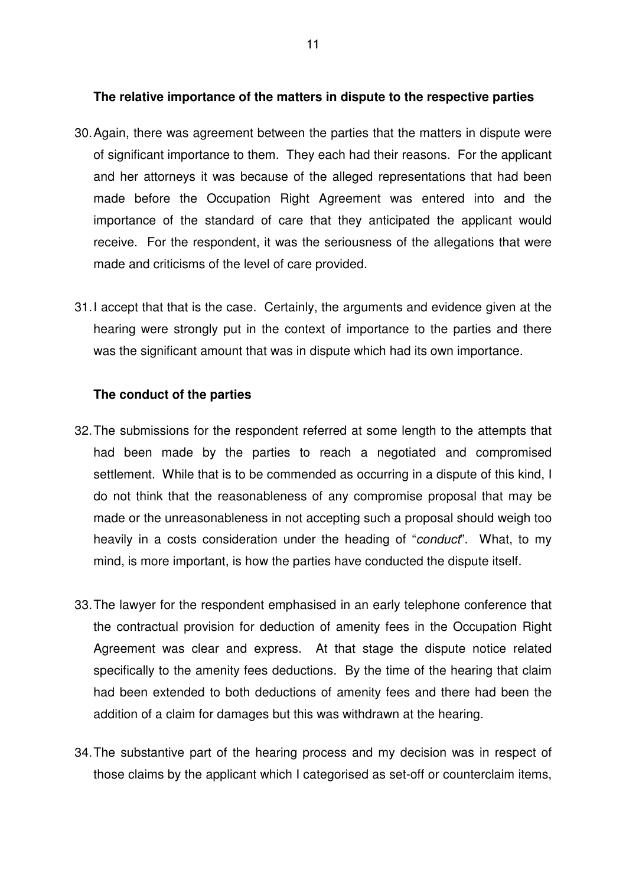**The relative importance of the matters in dispute to the respective parties**

30. Again, there was agreement between the parties that the matters in dispute were of significant importance to them. They each had their reasons. For the applicant and her attorneys it was because of the alleged representations that had been made before the Occupation Right Agreement was entered into and the importance of the standard of care that they anticipated the applicant would receive. For the respondent, it was the seriousness of the allegations that were made and criticisms of the level of care provided.

31. I accept that that is the case. Certainly, the arguments and evidence given at the hearing were strongly put in the context of importance to the parties and there was the significant amount that was in dispute which had its own importance.

**The conduct of the parties**

32. The submissions for the respondent referred at some length to the attempts that had been made by the parties to reach a negotiated and compromised settlement. While that is to be commended as occurring in a dispute of this kind, I do not think that the reasonableness of any compromise proposal that may be made or the unreasonableness in not accepting such a proposal should weigh too heavily in a costs consideration under the heading of "*conduct*". What, to my mind, is more important, is how the parties have conducted the dispute itself.

33. The lawyer for the respondent emphasised in an early telephone conference that the contractual provision for deduction of amenity fees in the Occupation Right Agreement was clear and express. At that stage the dispute notice related specifically to the amenity fees deductions. By the time of the hearing that claim had been extended to both deductions of amenity fees and there had been the addition of a claim for damages but this was withdrawn at the hearing.

34. The substantive part of the hearing process and my decision was in respect of those claims by the applicant which I categorised as set-off or counterclaim items,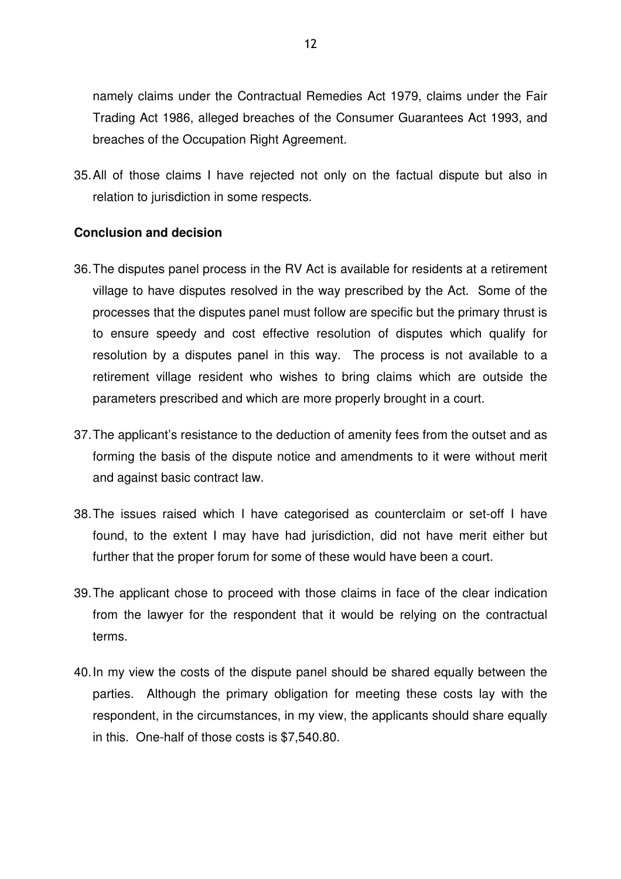namely claims under the Contractual Remedies Act 1979, claims under the Fair Trading Act 1986, alleged breaches of the Consumer Guarantees Act 1993, and breaches of the Occupation Right Agreement.

35. All of those claims I have rejected not only on the factual dispute but also in relation to jurisdiction in some respects.

**Conclusion and decision**

36. The disputes panel process in the RV Act is available for residents at a retirement village to have disputes resolved in the way prescribed by the Act. Some of the processes that the disputes panel must follow are specific but the primary thrust is to ensure speedy and cost effective resolution of disputes which qualify for resolution by a disputes panel in this way. The process is not available to a retirement village resident who wishes to bring claims which are outside the parameters prescribed and which are more properly brought in a court.

37. The applicant's resistance to the deduction of amenity fees from the outset and as forming the basis of the dispute notice and amendments to it were without merit and against basic contract law.

38. The issues raised which I have categorised as counterclaim or set-off I have found, to the extent I may have had jurisdiction, did not have merit either but further that the proper forum for some of these would have been a court.

39. The applicant chose to proceed with those claims in face of the clear indication from the lawyer for the respondent that it would be relying on the contractual terms.

40. In my view the costs of the dispute panel should be shared equally between the parties. Although the primary obligation for meeting these costs lay with the respondent, in the circumstances, in my view, the applicants should share equally in this. One-half of those costs is $7,540.80.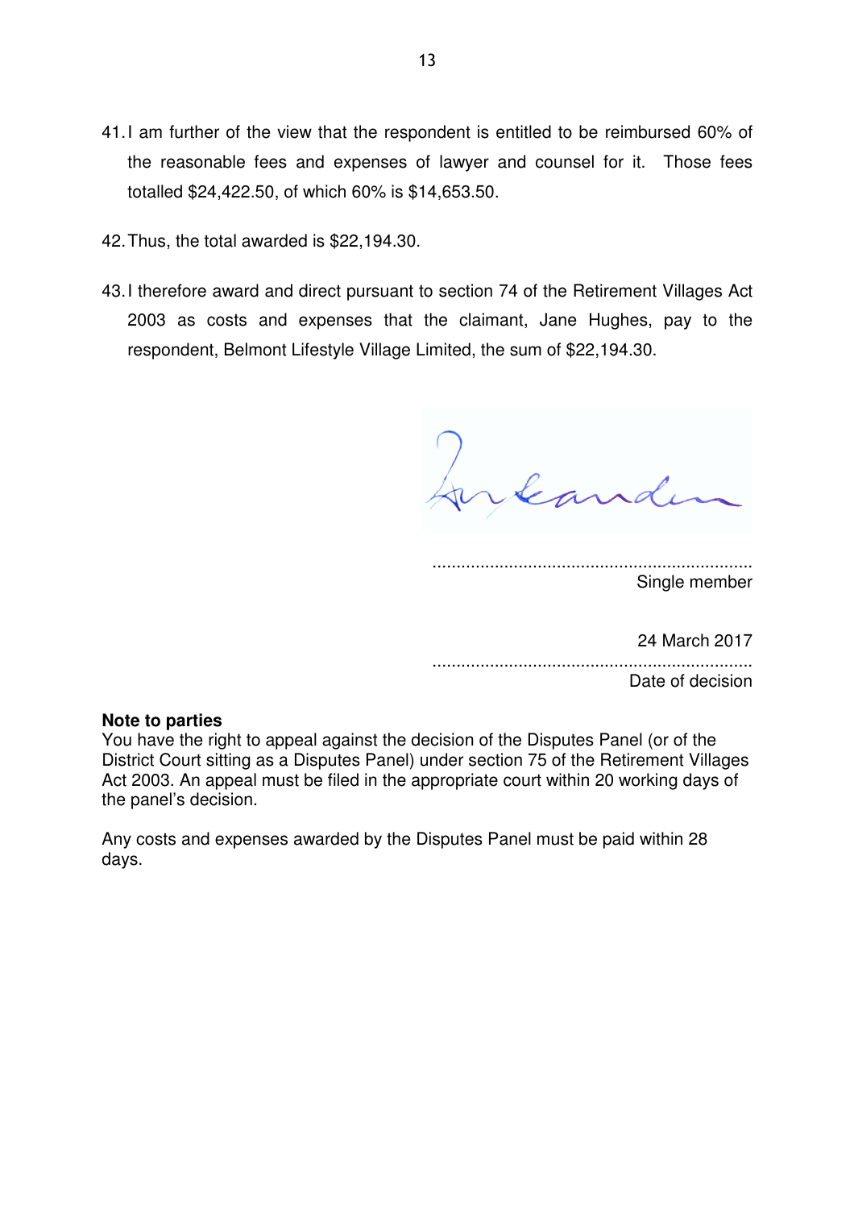41. I am further of the view that the respondent is entitled to be reimbursed 60% of the reasonable fees and expenses of lawyer and counsel for it. Those fees totalled $24,422.50, of which 60% is $14,653.50.

42. Thus, the total awarded is $22,194.30.

43. I therefore award and direct pursuant to section 74 of the Retirement Villages Act 2003 as costs and expenses that the claimant, Jane Hughes, pay to the respondent, Belmont Lifestyle Village Limited, the sum of $22,194.30.

...................................................................
Single member

24 March 2017
...................................................................
Date of decision

**Note to parties**
You have the right to appeal against the decision of the Disputes Panel (or of the District Court sitting as a Disputes Panel) under section 75 of the Retirement Villages Act 2003. An appeal must be filed in the appropriate court within 20 working days of the panel's decision.

Any costs and expenses awarded by the Disputes Panel must be paid within 28 days.